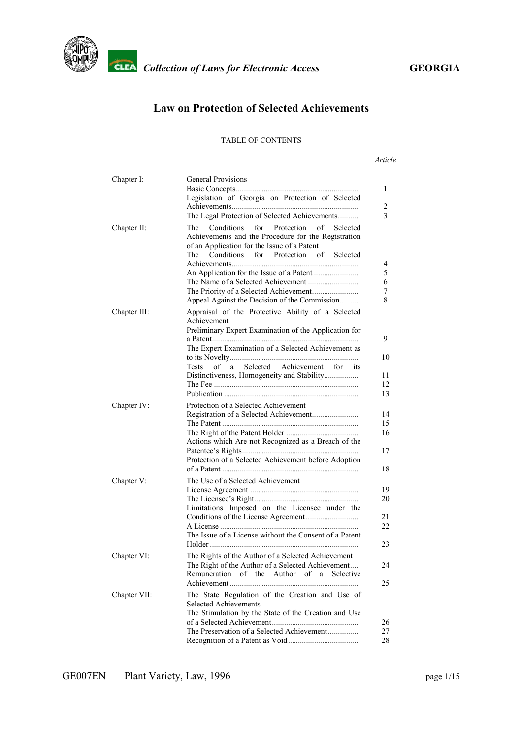# Law on Protection of Selected Achievements

TABLE OF CONTENTS

| | | *Article* |
|---|---|---|
| Chapter I: | General Provisions | |
| | Basic Concepts | 1 |
| | Legislation of Georgia on Protection of Selected Achievements | 2 |
| | The Legal Protection of Selected Achievements | 3 |
| Chapter II: | The Conditions for Protection of Selected Achievements and the Procedure for the Registration of an Application for the Issue of a Patent | |
| | The Conditions for Protection of Selected Achievements | 4 |
| | An Application for the Issue of a Patent | 5 |
| | The Name of a Selected Achievement | 6 |
| | The Priority of a Selected Achievement | 7 |
| | Appeal Against the Decision of the Commission | 8 |
| Chapter III: | Appraisal of the Protective Ability of a Selected Achievement | |
| | Preliminary Expert Examination of the Application for a Patent | 9 |
| | The Expert Examination of a Selected Achievement as to its Novelty | 10 |
| | Tests of a Selected Achievement for its Distinctiveness, Homogeneity and Stability | 11 |
| | The Fee | 12 |
| | Publication | 13 |
| Chapter IV: | Protection of a Selected Achievement | |
| | Registration of a Selected Achievement | 14 |
| | The Patent | 15 |
| | The Right of the Patent Holder | 16 |
| | Actions which Are not Recognized as a Breach of the Patentee's Rights | 17 |
| | Protection of a Selected Achievement before Adoption of a Patent | 18 |
| Chapter V: | The Use of a Selected Achievement | |
| | License Agreement | 19 |
| | The Licensee's Right | 20 |
| | Limitations Imposed on the Licensee under the Conditions of the License Agreement | 21 |
| | A License | 22 |
| | The Issue of a License without the Consent of a Patent Holder | 23 |
| Chapter VI: | The Rights of the Author of a Selected Achievement | |
| | The Right of the Author of a Selected Achievement | 24 |
| | Remuneration of the Author of a Selective Achievement | 25 |
| Chapter VII: | The State Regulation of the Creation and Use of Selected Achievements | |
| | The Stimulation by the State of the Creation and Use of a Selected Achievement | 26 |
| | The Preservation of a Selected Achievement | 27 |
| | Recognition of a Patent as Void | 28 |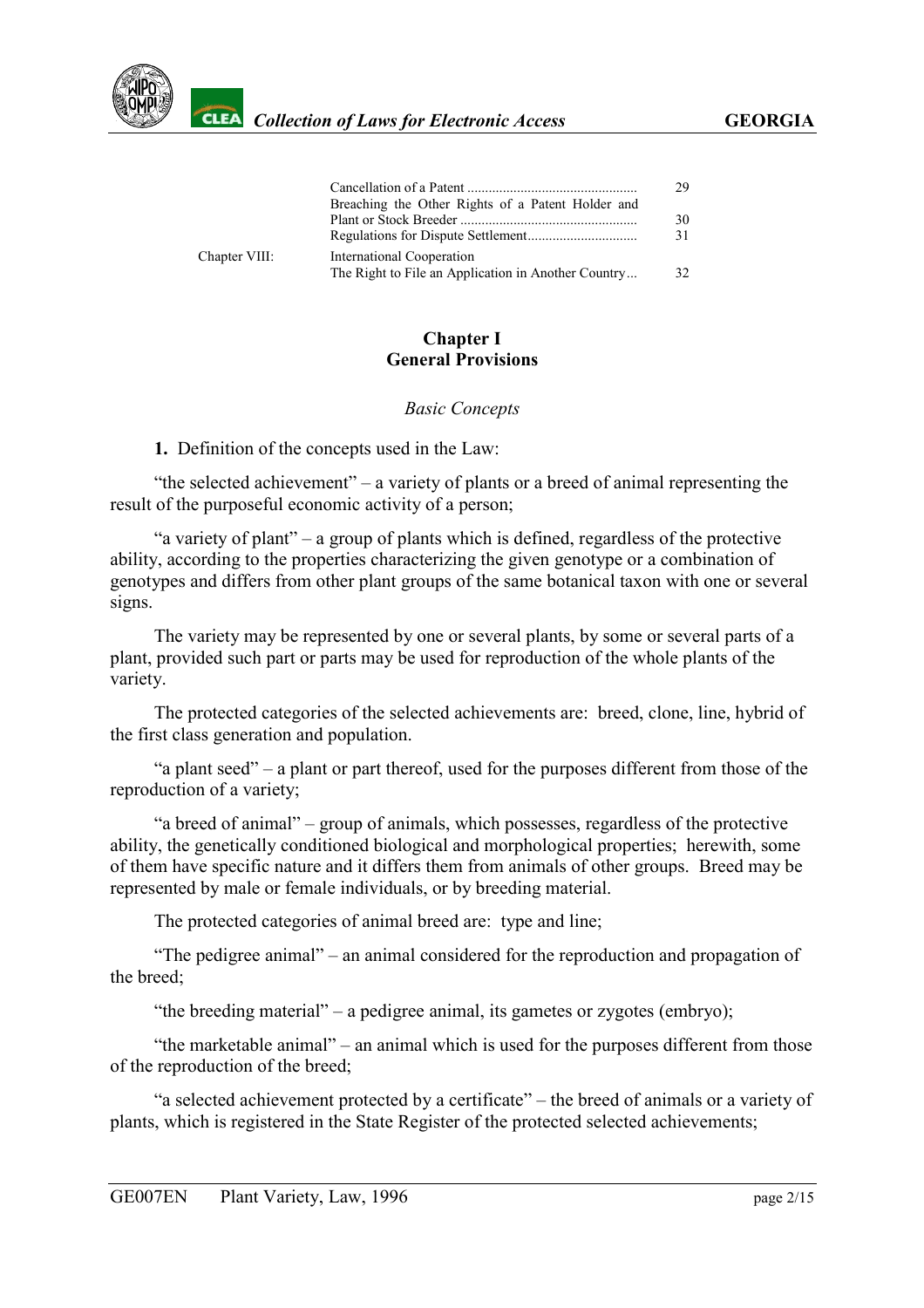| | | |
|---|---|---|
| | Cancellation of a Patent | 29 |
| | Breaching the Other Rights of a Patent Holder and Plant or Stock Breeder | 30 |
| | Regulations for Dispute Settlement | 31 |
| Chapter VIII: | International Cooperation | |
| | The Right to File an Application in Another Country | 32 |

## Chapter I
## General Provisions

*Basic Concepts*

**1.** Definition of the concepts used in the Law:

"the selected achievement" – a variety of plants or a breed of animal representing the result of the purposeful economic activity of a person;

"a variety of plant" – a group of plants which is defined, regardless of the protective ability, according to the properties characterizing the given genotype or a combination of genotypes and differs from other plant groups of the same botanical taxon with one or several signs.

The variety may be represented by one or several plants, by some or several parts of a plant, provided such part or parts may be used for reproduction of the whole plants of the variety.

The protected categories of the selected achievements are: breed, clone, line, hybrid of the first class generation and population.

"a plant seed" – a plant or part thereof, used for the purposes different from those of the reproduction of a variety;

"a breed of animal" – group of animals, which possesses, regardless of the protective ability, the genetically conditioned biological and morphological properties; herewith, some of them have specific nature and it differs them from animals of other groups. Breed may be represented by male or female individuals, or by breeding material.

The protected categories of animal breed are: type and line;

"The pedigree animal" – an animal considered for the reproduction and propagation of the breed;

"the breeding material" – a pedigree animal, its gametes or zygotes (embryo);

"the marketable animal" – an animal which is used for the purposes different from those of the reproduction of the breed;

"a selected achievement protected by a certificate" – the breed of animals or a variety of plants, which is registered in the State Register of the protected selected achievements;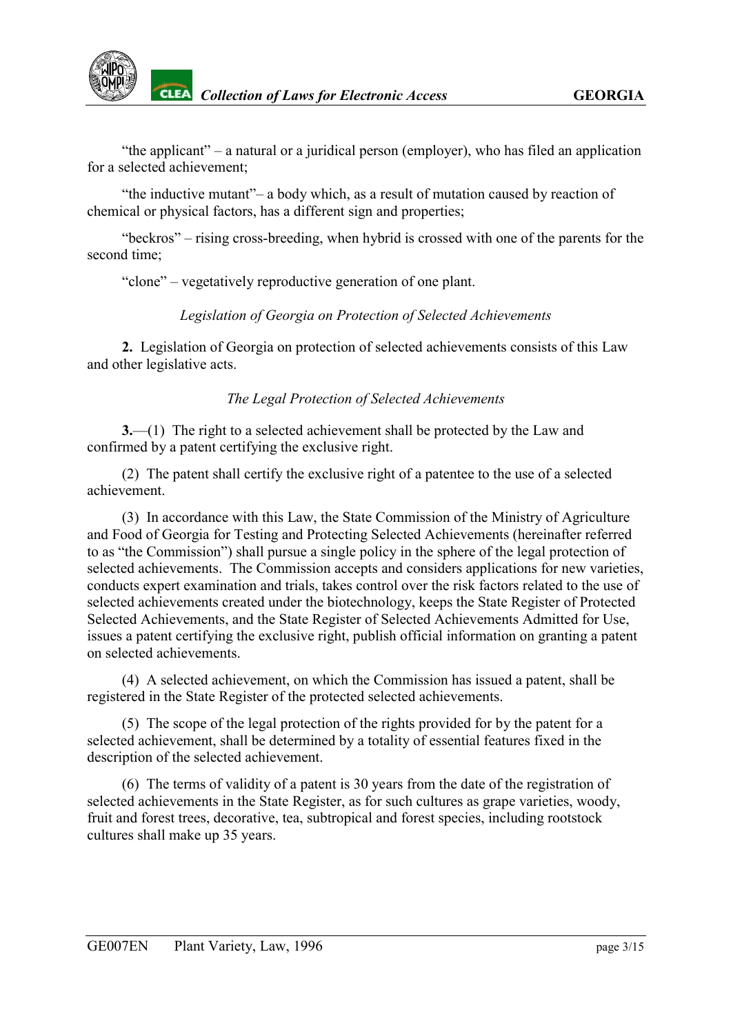"the applicant" – a natural or a juridical person (employer), who has filed an application for a selected achievement;

"the inductive mutant"– a body which, as a result of mutation caused by reaction of chemical or physical factors, has a different sign and properties;

"beckros" – rising cross-breeding, when hybrid is crossed with one of the parents for the second time;

"clone" – vegetatively reproductive generation of one plant.

*Legislation of Georgia on Protection of Selected Achievements*

**2.** Legislation of Georgia on protection of selected achievements consists of this Law and other legislative acts.

*The Legal Protection of Selected Achievements*

**3.**—(1) The right to a selected achievement shall be protected by the Law and confirmed by a patent certifying the exclusive right.

(2) The patent shall certify the exclusive right of a patentee to the use of a selected achievement.

(3) In accordance with this Law, the State Commission of the Ministry of Agriculture and Food of Georgia for Testing and Protecting Selected Achievements (hereinafter referred to as "the Commission") shall pursue a single policy in the sphere of the legal protection of selected achievements. The Commission accepts and considers applications for new varieties, conducts expert examination and trials, takes control over the risk factors related to the use of selected achievements created under the biotechnology, keeps the State Register of Protected Selected Achievements, and the State Register of Selected Achievements Admitted for Use, issues a patent certifying the exclusive right, publish official information on granting a patent on selected achievements.

(4) A selected achievement, on which the Commission has issued a patent, shall be registered in the State Register of the protected selected achievements.

(5) The scope of the legal protection of the rights provided for by the patent for a selected achievement, shall be determined by a totality of essential features fixed in the description of the selected achievement.

(6) The terms of validity of a patent is 30 years from the date of the registration of selected achievements in the State Register, as for such cultures as grape varieties, woody, fruit and forest trees, decorative, tea, subtropical and forest species, including rootstock cultures shall make up 35 years.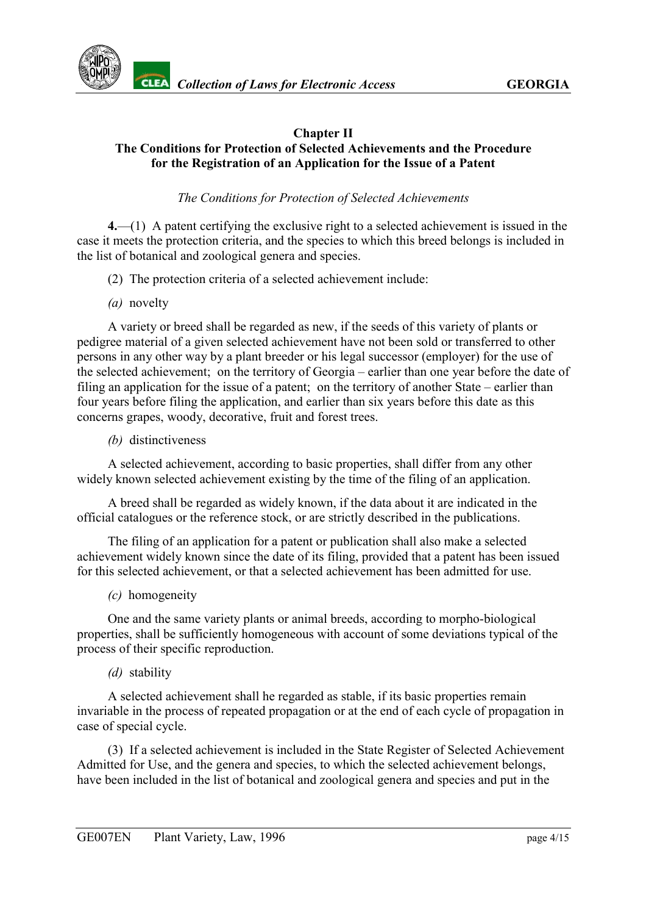## Chapter II
## The Conditions for Protection of Selected Achievements and the Procedure for the Registration of an Application for the Issue of a Patent

*The Conditions for Protection of Selected Achievements*

**4.**—(1) A patent certifying the exclusive right to a selected achievement is issued in the case it meets the protection criteria, and the species to which this breed belongs is included in the list of botanical and zoological genera and species.

(2) The protection criteria of a selected achievement include:

*(a)* novelty

A variety or breed shall be regarded as new, if the seeds of this variety of plants or pedigree material of a given selected achievement have not been sold or transferred to other persons in any other way by a plant breeder or his legal successor (employer) for the use of the selected achievement; on the territory of Georgia – earlier than one year before the date of filing an application for the issue of a patent; on the territory of another State – earlier than four years before filing the application, and earlier than six years before this date as this concerns grapes, woody, decorative, fruit and forest trees.

*(b)* distinctiveness

A selected achievement, according to basic properties, shall differ from any other widely known selected achievement existing by the time of the filing of an application.

A breed shall be regarded as widely known, if the data about it are indicated in the official catalogues or the reference stock, or are strictly described in the publications.

The filing of an application for a patent or publication shall also make a selected achievement widely known since the date of its filing, provided that a patent has been issued for this selected achievement, or that a selected achievement has been admitted for use.

*(c)* homogeneity

One and the same variety plants or animal breeds, according to morpho-biological properties, shall be sufficiently homogeneous with account of some deviations typical of the process of their specific reproduction.

*(d)* stability

A selected achievement shall he regarded as stable, if its basic properties remain invariable in the process of repeated propagation or at the end of each cycle of propagation in case of special cycle.

(3) If a selected achievement is included in the State Register of Selected Achievement Admitted for Use, and the genera and species, to which the selected achievement belongs, have been included in the list of botanical and zoological genera and species and put in the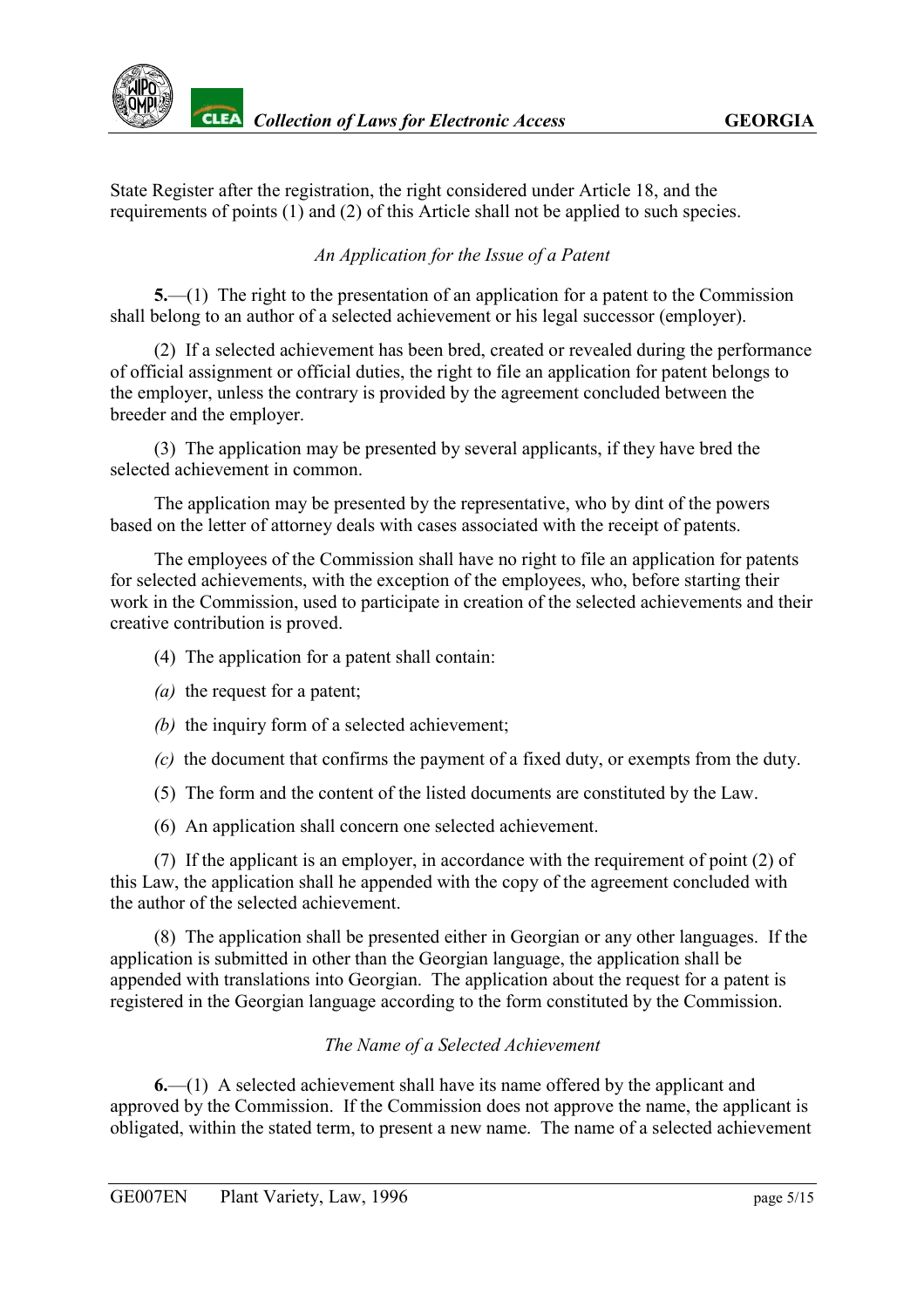State Register after the registration, the right considered under Article 18, and the requirements of points (1) and (2) of this Article shall not be applied to such species.

*An Application for the Issue of a Patent*

**5.**—(1) The right to the presentation of an application for a patent to the Commission shall belong to an author of a selected achievement or his legal successor (employer).

(2) If a selected achievement has been bred, created or revealed during the performance of official assignment or official duties, the right to file an application for patent belongs to the employer, unless the contrary is provided by the agreement concluded between the breeder and the employer.

(3) The application may be presented by several applicants, if they have bred the selected achievement in common.

The application may be presented by the representative, who by dint of the powers based on the letter of attorney deals with cases associated with the receipt of patents.

The employees of the Commission shall have no right to file an application for patents for selected achievements, with the exception of the employees, who, before starting their work in the Commission, used to participate in creation of the selected achievements and their creative contribution is proved.

(4) The application for a patent shall contain:

*(a)* the request for a patent;

*(b)* the inquiry form of a selected achievement;

*(c)* the document that confirms the payment of a fixed duty, or exempts from the duty.

(5) The form and the content of the listed documents are constituted by the Law.

(6) An application shall concern one selected achievement.

(7) If the applicant is an employer, in accordance with the requirement of point (2) of this Law, the application shall he appended with the copy of the agreement concluded with the author of the selected achievement.

(8) The application shall be presented either in Georgian or any other languages. If the application is submitted in other than the Georgian language, the application shall be appended with translations into Georgian. The application about the request for a patent is registered in the Georgian language according to the form constituted by the Commission.

*The Name of a Selected Achievement*

**6.**—(1) A selected achievement shall have its name offered by the applicant and approved by the Commission. If the Commission does not approve the name, the applicant is obligated, within the stated term, to present a new name. The name of a selected achievement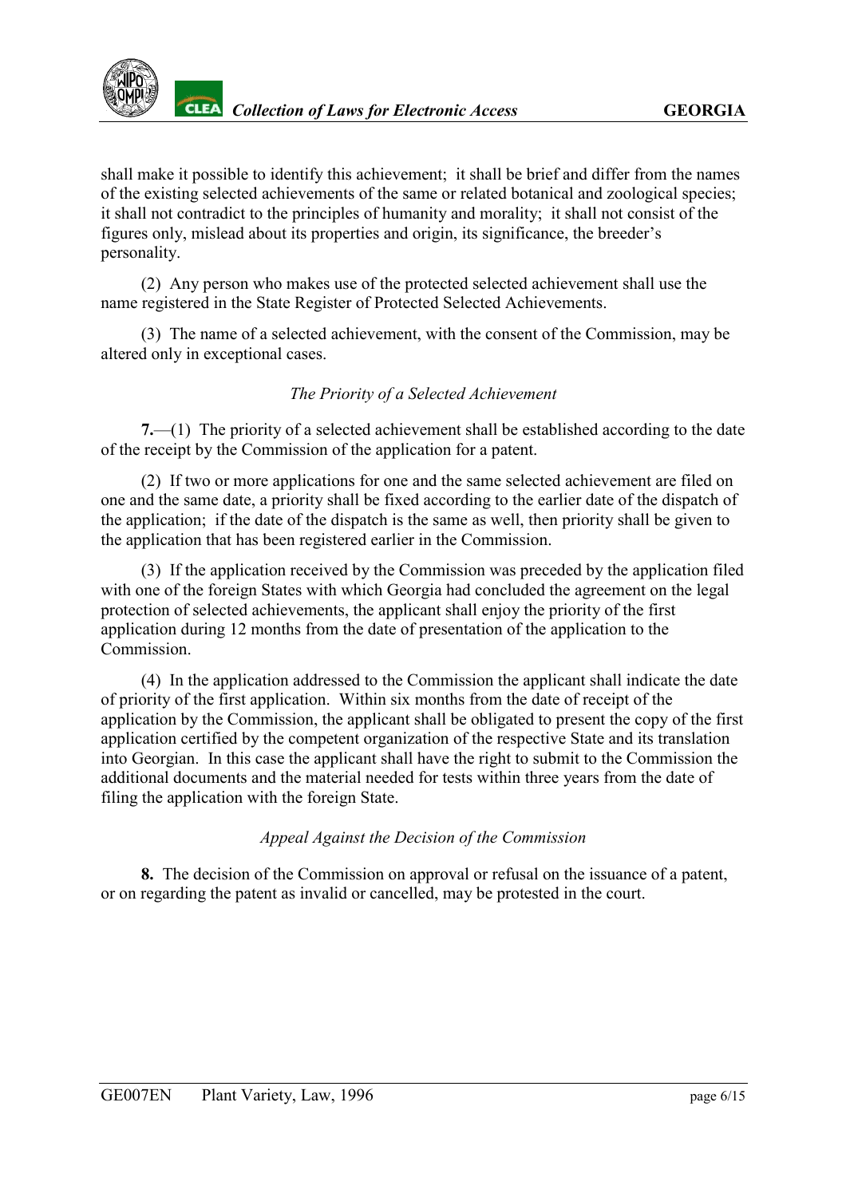shall make it possible to identify this achievement; it shall be brief and differ from the names of the existing selected achievements of the same or related botanical and zoological species; it shall not contradict to the principles of humanity and morality; it shall not consist of the figures only, mislead about its properties and origin, its significance, the breeder's personality.

(2) Any person who makes use of the protected selected achievement shall use the name registered in the State Register of Protected Selected Achievements.

(3) The name of a selected achievement, with the consent of the Commission, may be altered only in exceptional cases.

*The Priority of a Selected Achievement*

**7.**—(1) The priority of a selected achievement shall be established according to the date of the receipt by the Commission of the application for a patent.

(2) If two or more applications for one and the same selected achievement are filed on one and the same date, a priority shall be fixed according to the earlier date of the dispatch of the application; if the date of the dispatch is the same as well, then priority shall be given to the application that has been registered earlier in the Commission.

(3) If the application received by the Commission was preceded by the application filed with one of the foreign States with which Georgia had concluded the agreement on the legal protection of selected achievements, the applicant shall enjoy the priority of the first application during 12 months from the date of presentation of the application to the Commission.

(4) In the application addressed to the Commission the applicant shall indicate the date of priority of the first application. Within six months from the date of receipt of the application by the Commission, the applicant shall be obligated to present the copy of the first application certified by the competent organization of the respective State and its translation into Georgian. In this case the applicant shall have the right to submit to the Commission the additional documents and the material needed for tests within three years from the date of filing the application with the foreign State.

*Appeal Against the Decision of the Commission*

**8.** The decision of the Commission on approval or refusal on the issuance of a patent, or on regarding the patent as invalid or cancelled, may be protested in the court.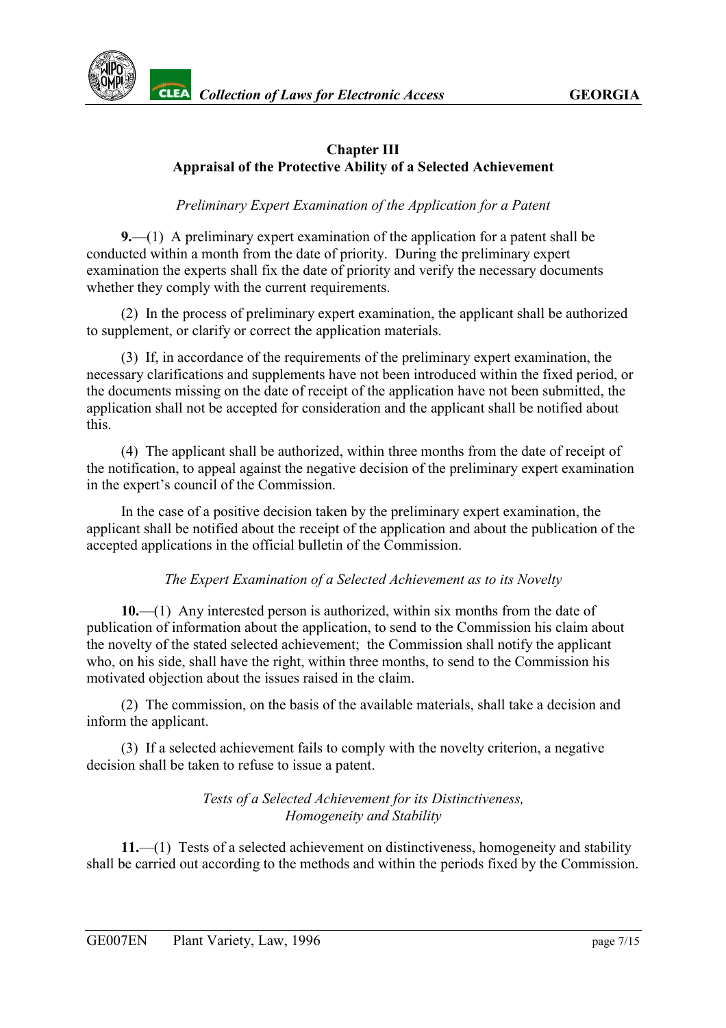## Chapter III
## Appraisal of the Protective Ability of a Selected Achievement

*Preliminary Expert Examination of the Application for a Patent*

**9.**—(1) A preliminary expert examination of the application for a patent shall be conducted within a month from the date of priority. During the preliminary expert examination the experts shall fix the date of priority and verify the necessary documents whether they comply with the current requirements.

(2) In the process of preliminary expert examination, the applicant shall be authorized to supplement, or clarify or correct the application materials.

(3) If, in accordance of the requirements of the preliminary expert examination, the necessary clarifications and supplements have not been introduced within the fixed period, or the documents missing on the date of receipt of the application have not been submitted, the application shall not be accepted for consideration and the applicant shall be notified about this.

(4) The applicant shall be authorized, within three months from the date of receipt of the notification, to appeal against the negative decision of the preliminary expert examination in the expert's council of the Commission.

In the case of a positive decision taken by the preliminary expert examination, the applicant shall be notified about the receipt of the application and about the publication of the accepted applications in the official bulletin of the Commission.

*The Expert Examination of a Selected Achievement as to its Novelty*

**10.**—(1) Any interested person is authorized, within six months from the date of publication of information about the application, to send to the Commission his claim about the novelty of the stated selected achievement; the Commission shall notify the applicant who, on his side, shall have the right, within three months, to send to the Commission his motivated objection about the issues raised in the claim.

(2) The commission, on the basis of the available materials, shall take a decision and inform the applicant.

(3) If a selected achievement fails to comply with the novelty criterion, a negative decision shall be taken to refuse to issue a patent.

*Tests of a Selected Achievement for its Distinctiveness, Homogeneity and Stability*

**11.**—(1) Tests of a selected achievement on distinctiveness, homogeneity and stability shall be carried out according to the methods and within the periods fixed by the Commission.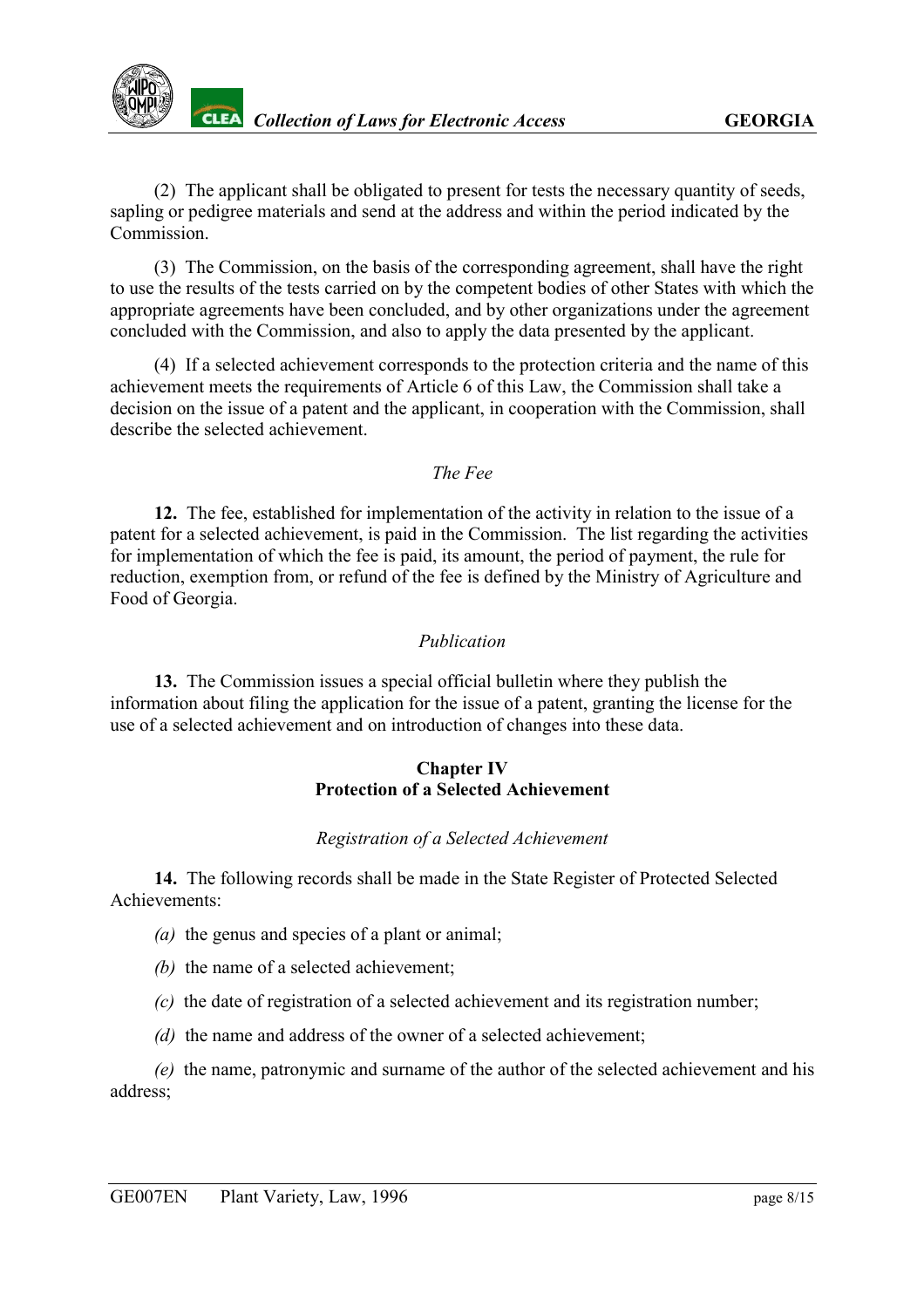(2) The applicant shall be obligated to present for tests the necessary quantity of seeds, sapling or pedigree materials and send at the address and within the period indicated by the Commission.

(3) The Commission, on the basis of the corresponding agreement, shall have the right to use the results of the tests carried on by the competent bodies of other States with which the appropriate agreements have been concluded, and by other organizations under the agreement concluded with the Commission, and also to apply the data presented by the applicant.

(4) If a selected achievement corresponds to the protection criteria and the name of this achievement meets the requirements of Article 6 of this Law, the Commission shall take a decision on the issue of a patent and the applicant, in cooperation with the Commission, shall describe the selected achievement.

*The Fee*

**12.** The fee, established for implementation of the activity in relation to the issue of a patent for a selected achievement, is paid in the Commission. The list regarding the activities for implementation of which the fee is paid, its amount, the period of payment, the rule for reduction, exemption from, or refund of the fee is defined by the Ministry of Agriculture and Food of Georgia.

*Publication*

**13.** The Commission issues a special official bulletin where they publish the information about filing the application for the issue of a patent, granting the license for the use of a selected achievement and on introduction of changes into these data.

## Chapter IV
## Protection of a Selected Achievement

*Registration of a Selected Achievement*

**14.** The following records shall be made in the State Register of Protected Selected Achievements:

*(a)* the genus and species of a plant or animal;

*(b)* the name of a selected achievement;

*(c)* the date of registration of a selected achievement and its registration number;

*(d)* the name and address of the owner of a selected achievement;

*(e)* the name, patronymic and surname of the author of the selected achievement and his address;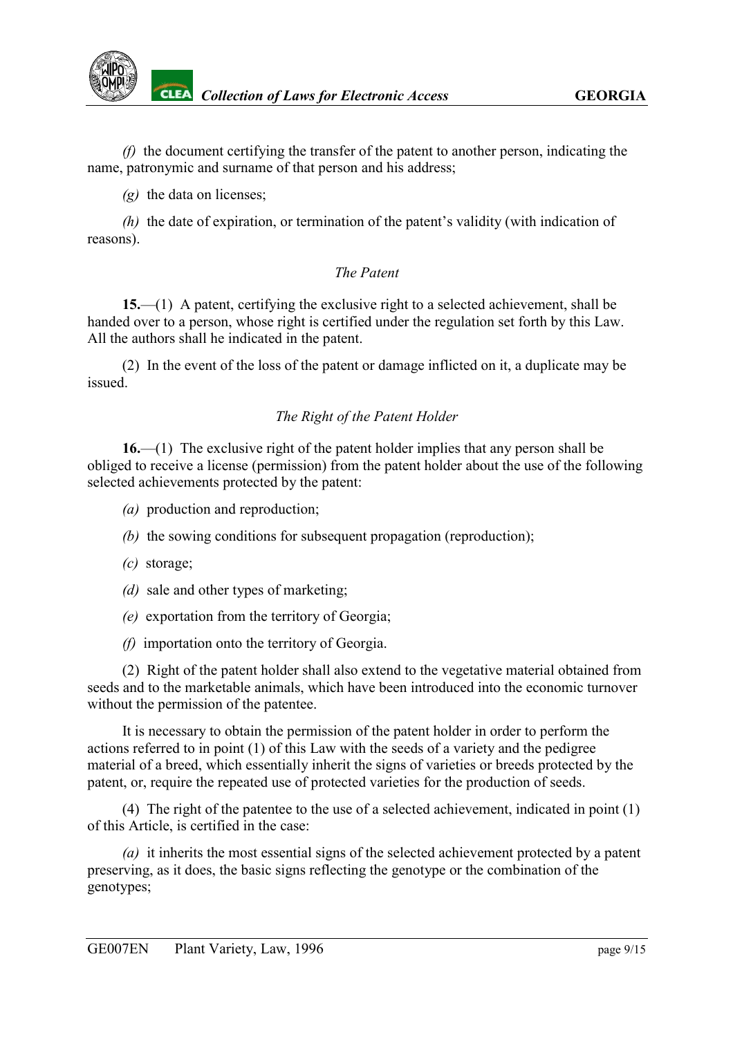*(f)* the document certifying the transfer of the patent to another person, indicating the name, patronymic and surname of that person and his address;

*(g)* the data on licenses;

*(h)* the date of expiration, or termination of the patent's validity (with indication of reasons).

*The Patent*

**15.**—(1) A patent, certifying the exclusive right to a selected achievement, shall be handed over to a person, whose right is certified under the regulation set forth by this Law. All the authors shall he indicated in the patent.

(2) In the event of the loss of the patent or damage inflicted on it, a duplicate may be issued.

*The Right of the Patent Holder*

**16.**—(1) The exclusive right of the patent holder implies that any person shall be obliged to receive a license (permission) from the patent holder about the use of the following selected achievements protected by the patent:

*(a)* production and reproduction;

*(b)* the sowing conditions for subsequent propagation (reproduction);

*(c)* storage;

*(d)* sale and other types of marketing;

*(e)* exportation from the territory of Georgia;

*(f)* importation onto the territory of Georgia.

(2) Right of the patent holder shall also extend to the vegetative material obtained from seeds and to the marketable animals, which have been introduced into the economic turnover without the permission of the patentee.

It is necessary to obtain the permission of the patent holder in order to perform the actions referred to in point (1) of this Law with the seeds of a variety and the pedigree material of a breed, which essentially inherit the signs of varieties or breeds protected by the patent, or, require the repeated use of protected varieties for the production of seeds.

(4) The right of the patentee to the use of a selected achievement, indicated in point (1) of this Article, is certified in the case:

*(a)* it inherits the most essential signs of the selected achievement protected by a patent preserving, as it does, the basic signs reflecting the genotype or the combination of the genotypes;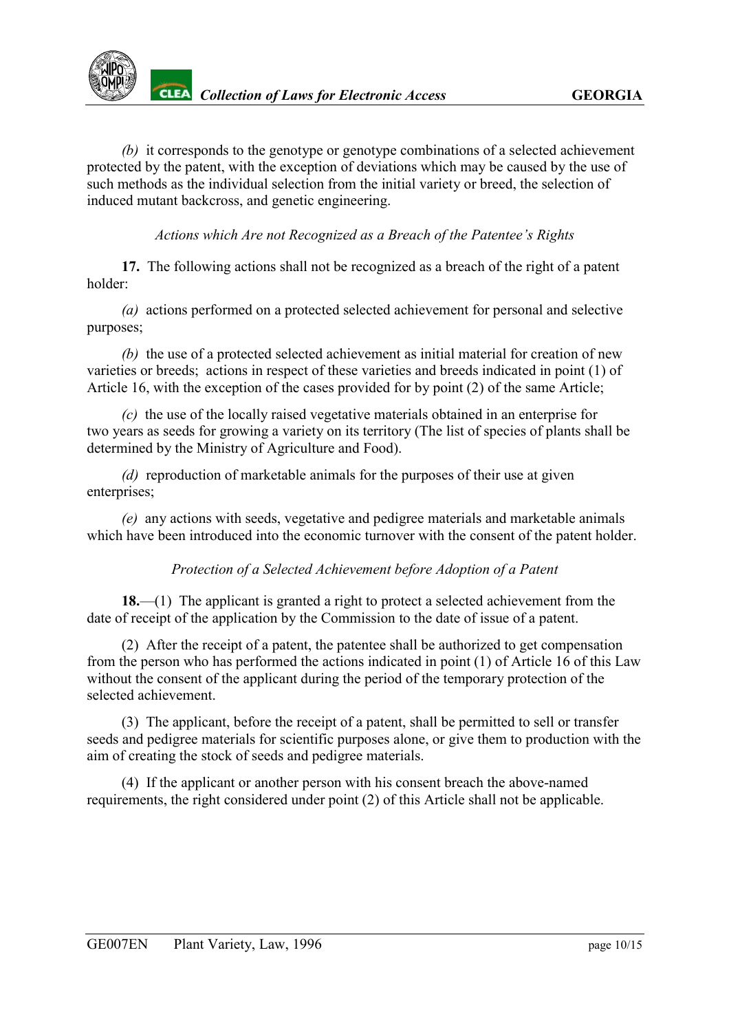*(b)* it corresponds to the genotype or genotype combinations of a selected achievement protected by the patent, with the exception of deviations which may be caused by the use of such methods as the individual selection from the initial variety or breed, the selection of induced mutant backcross, and genetic engineering.

*Actions which Are not Recognized as a Breach of the Patentee's Rights*

**17.** The following actions shall not be recognized as a breach of the right of a patent holder:

*(a)* actions performed on a protected selected achievement for personal and selective purposes;

*(b)* the use of a protected selected achievement as initial material for creation of new varieties or breeds; actions in respect of these varieties and breeds indicated in point (1) of Article 16, with the exception of the cases provided for by point (2) of the same Article;

*(c)* the use of the locally raised vegetative materials obtained in an enterprise for two years as seeds for growing a variety on its territory (The list of species of plants shall be determined by the Ministry of Agriculture and Food).

*(d)* reproduction of marketable animals for the purposes of their use at given enterprises;

*(e)* any actions with seeds, vegetative and pedigree materials and marketable animals which have been introduced into the economic turnover with the consent of the patent holder.

*Protection of a Selected Achievement before Adoption of a Patent*

**18.**—(1) The applicant is granted a right to protect a selected achievement from the date of receipt of the application by the Commission to the date of issue of a patent.

(2) After the receipt of a patent, the patentee shall be authorized to get compensation from the person who has performed the actions indicated in point (1) of Article 16 of this Law without the consent of the applicant during the period of the temporary protection of the selected achievement.

(3) The applicant, before the receipt of a patent, shall be permitted to sell or transfer seeds and pedigree materials for scientific purposes alone, or give them to production with the aim of creating the stock of seeds and pedigree materials.

(4) If the applicant or another person with his consent breach the above-named requirements, the right considered under point (2) of this Article shall not be applicable.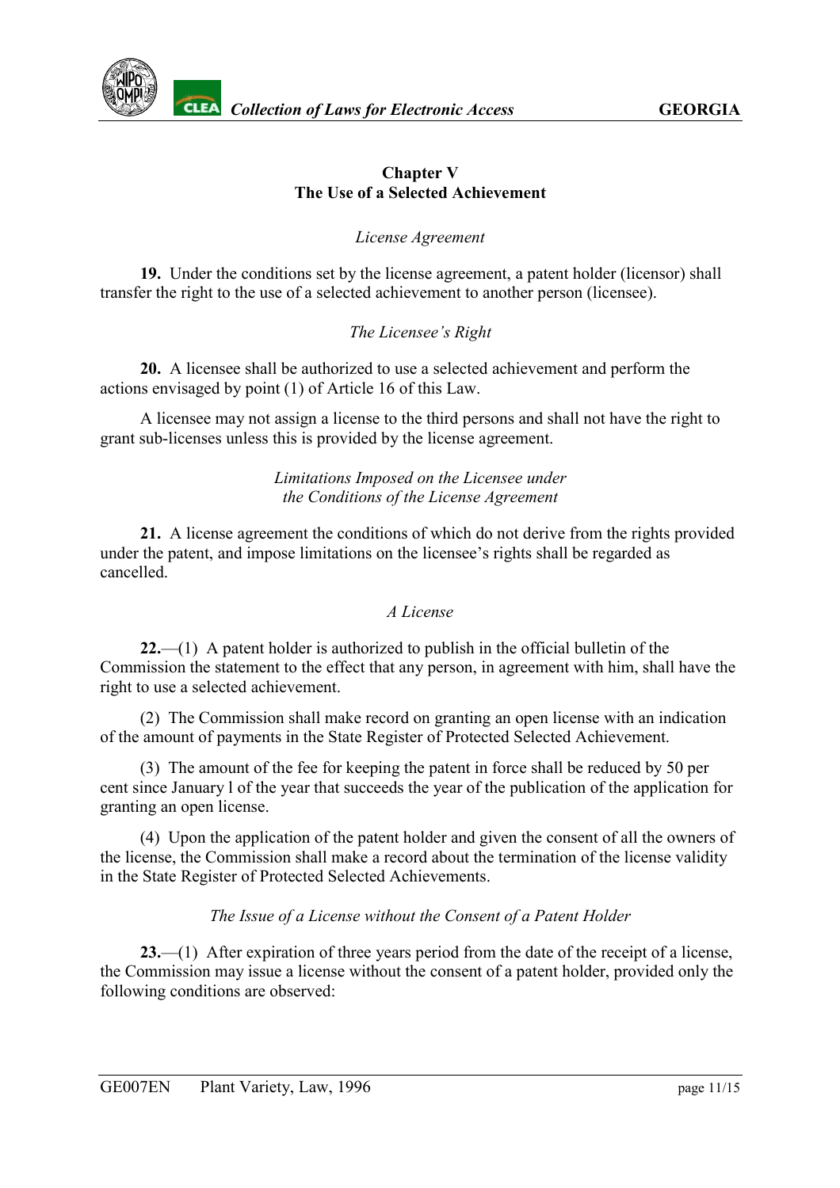## Chapter V
## The Use of a Selected Achievement

*License Agreement*

**19.** Under the conditions set by the license agreement, a patent holder (licensor) shall transfer the right to the use of a selected achievement to another person (licensee).

*The Licensee's Right*

**20.** A licensee shall be authorized to use a selected achievement and perform the actions envisaged by point (1) of Article 16 of this Law.

A licensee may not assign a license to the third persons and shall not have the right to grant sub-licenses unless this is provided by the license agreement.

*Limitations Imposed on the Licensee under the Conditions of the License Agreement*

**21.** A license agreement the conditions of which do not derive from the rights provided under the patent, and impose limitations on the licensee's rights shall be regarded as cancelled.

*A License*

**22.**—(1) A patent holder is authorized to publish in the official bulletin of the Commission the statement to the effect that any person, in agreement with him, shall have the right to use a selected achievement.

(2) The Commission shall make record on granting an open license with an indication of the amount of payments in the State Register of Protected Selected Achievement.

(3) The amount of the fee for keeping the patent in force shall be reduced by 50 per cent since January l of the year that succeeds the year of the publication of the application for granting an open license.

(4) Upon the application of the patent holder and given the consent of all the owners of the license, the Commission shall make a record about the termination of the license validity in the State Register of Protected Selected Achievements.

*The Issue of a License without the Consent of a Patent Holder*

**23.**—(1) After expiration of three years period from the date of the receipt of a license, the Commission may issue a license without the consent of a patent holder, provided only the following conditions are observed: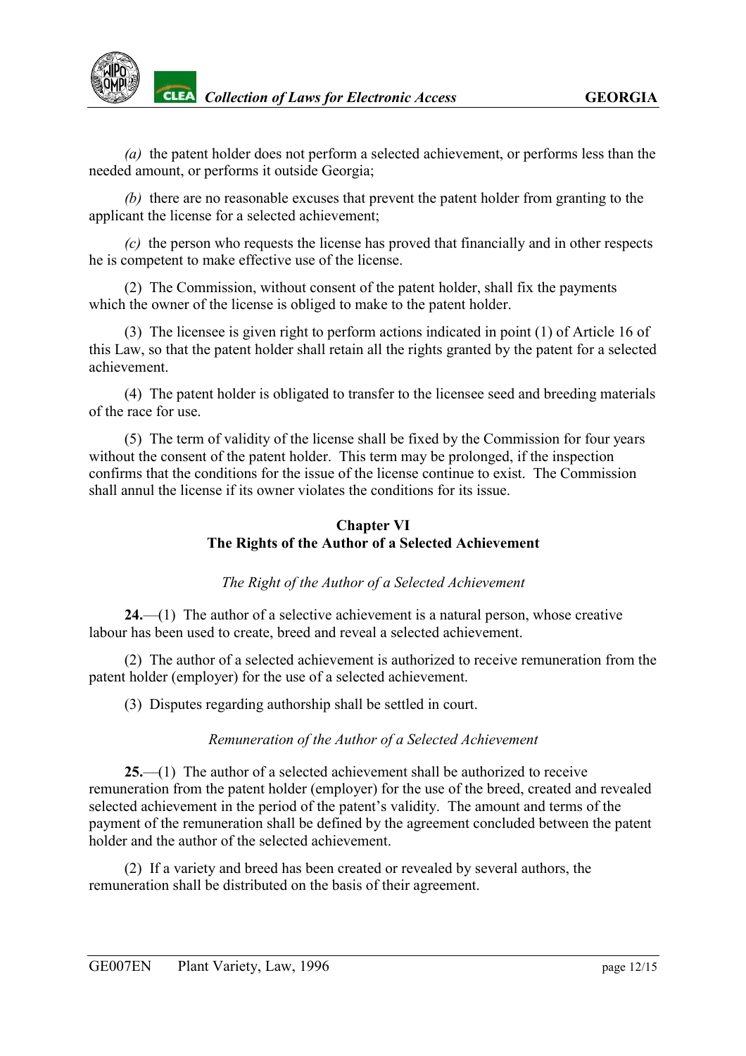*(a)* the patent holder does not perform a selected achievement, or performs less than the needed amount, or performs it outside Georgia;

*(b)* there are no reasonable excuses that prevent the patent holder from granting to the applicant the license for a selected achievement;

*(c)* the person who requests the license has proved that financially and in other respects he is competent to make effective use of the license.

(2) The Commission, without consent of the patent holder, shall fix the payments which the owner of the license is obliged to make to the patent holder.

(3) The licensee is given right to perform actions indicated in point (1) of Article 16 of this Law, so that the patent holder shall retain all the rights granted by the patent for a selected achievement.

(4) The patent holder is obligated to transfer to the licensee seed and breeding materials of the race for use.

(5) The term of validity of the license shall be fixed by the Commission for four years without the consent of the patent holder. This term may be prolonged, if the inspection confirms that the conditions for the issue of the license continue to exist. The Commission shall annul the license if its owner violates the conditions for its issue.

## Chapter VI
## The Rights of the Author of a Selected Achievement

*The Right of the Author of a Selected Achievement*

**24.**—(1) The author of a selective achievement is a natural person, whose creative labour has been used to create, breed and reveal a selected achievement.

(2) The author of a selected achievement is authorized to receive remuneration from the patent holder (employer) for the use of a selected achievement.

(3) Disputes regarding authorship shall be settled in court.

*Remuneration of the Author of a Selected Achievement*

**25.**—(1) The author of a selected achievement shall be authorized to receive remuneration from the patent holder (employer) for the use of the breed, created and revealed selected achievement in the period of the patent's validity. The amount and terms of the payment of the remuneration shall be defined by the agreement concluded between the patent holder and the author of the selected achievement.

(2) If a variety and breed has been created or revealed by several authors, the remuneration shall be distributed on the basis of their agreement.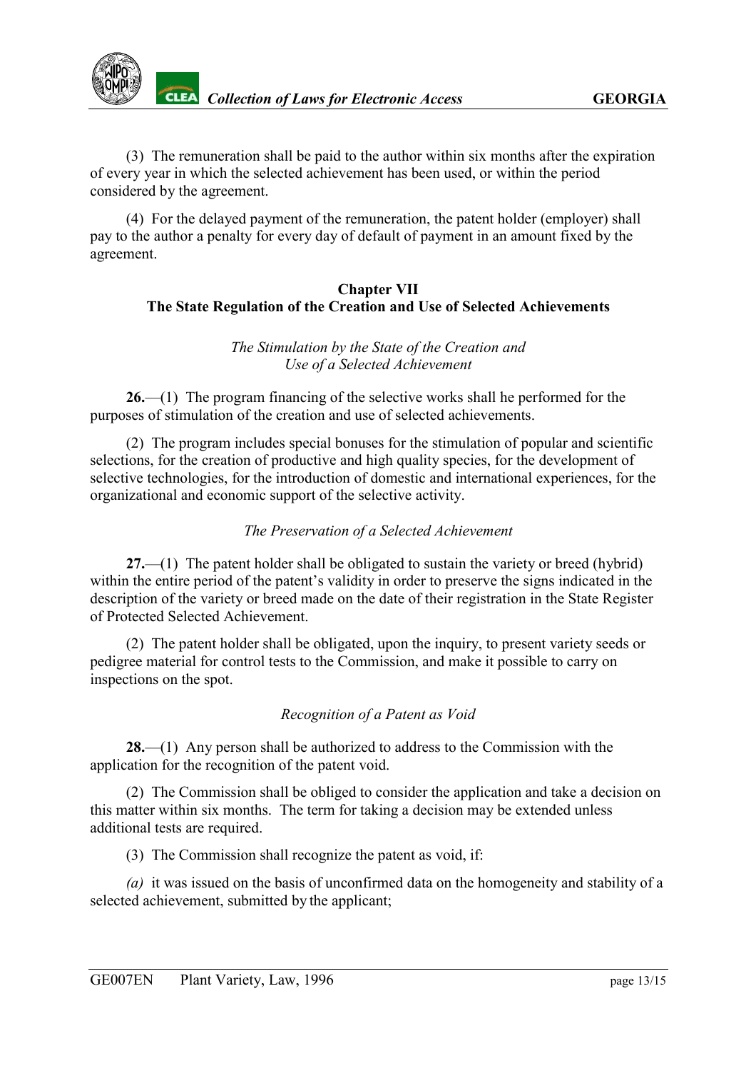(3) The remuneration shall be paid to the author within six months after the expiration of every year in which the selected achievement has been used, or within the period considered by the agreement.

(4) For the delayed payment of the remuneration, the patent holder (employer) shall pay to the author a penalty for every day of default of payment in an amount fixed by the agreement.

## Chapter VII
## The State Regulation of the Creation and Use of Selected Achievements

*The Stimulation by the State of the Creation and Use of a Selected Achievement*

**26.**—(1) The program financing of the selective works shall he performed for the purposes of stimulation of the creation and use of selected achievements.

(2) The program includes special bonuses for the stimulation of popular and scientific selections, for the creation of productive and high quality species, for the development of selective technologies, for the introduction of domestic and international experiences, for the organizational and economic support of the selective activity.

*The Preservation of a Selected Achievement*

**27.**—(1) The patent holder shall be obligated to sustain the variety or breed (hybrid) within the entire period of the patent's validity in order to preserve the signs indicated in the description of the variety or breed made on the date of their registration in the State Register of Protected Selected Achievement.

(2) The patent holder shall be obligated, upon the inquiry, to present variety seeds or pedigree material for control tests to the Commission, and make it possible to carry on inspections on the spot.

*Recognition of a Patent as Void*

**28.**—(1) Any person shall be authorized to address to the Commission with the application for the recognition of the patent void.

(2) The Commission shall be obliged to consider the application and take a decision on this matter within six months. The term for taking a decision may be extended unless additional tests are required.

(3) The Commission shall recognize the patent as void, if:

*(a)* it was issued on the basis of unconfirmed data on the homogeneity and stability of a selected achievement, submitted by the applicant;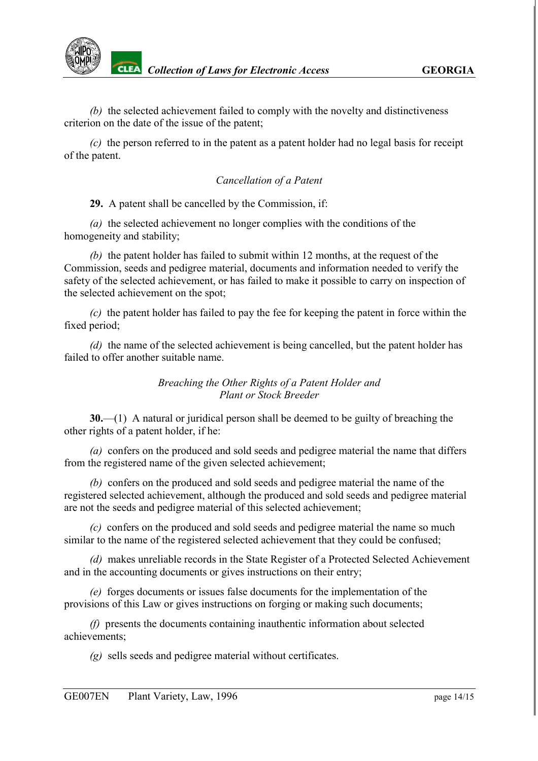*(b)* the selected achievement failed to comply with the novelty and distinctiveness criterion on the date of the issue of the patent;

*(c)* the person referred to in the patent as a patent holder had no legal basis for receipt of the patent.

*Cancellation of a Patent*

**29.** A patent shall be cancelled by the Commission, if:

*(a)* the selected achievement no longer complies with the conditions of the homogeneity and stability;

*(b)* the patent holder has failed to submit within 12 months, at the request of the Commission, seeds and pedigree material, documents and information needed to verify the safety of the selected achievement, or has failed to make it possible to carry on inspection of the selected achievement on the spot;

*(c)* the patent holder has failed to pay the fee for keeping the patent in force within the fixed period;

*(d)* the name of the selected achievement is being cancelled, but the patent holder has failed to offer another suitable name.

*Breaching the Other Rights of a Patent Holder and Plant or Stock Breeder*

**30.**—(1) A natural or juridical person shall be deemed to be guilty of breaching the other rights of a patent holder, if he:

*(a)* confers on the produced and sold seeds and pedigree material the name that differs from the registered name of the given selected achievement;

*(b)* confers on the produced and sold seeds and pedigree material the name of the registered selected achievement, although the produced and sold seeds and pedigree material are not the seeds and pedigree material of this selected achievement;

*(c)* confers on the produced and sold seeds and pedigree material the name so much similar to the name of the registered selected achievement that they could be confused;

*(d)* makes unreliable records in the State Register of a Protected Selected Achievement and in the accounting documents or gives instructions on their entry;

*(e)* forges documents or issues false documents for the implementation of the provisions of this Law or gives instructions on forging or making such documents;

*(f)* presents the documents containing inauthentic information about selected achievements;

*(g)* sells seeds and pedigree material without certificates.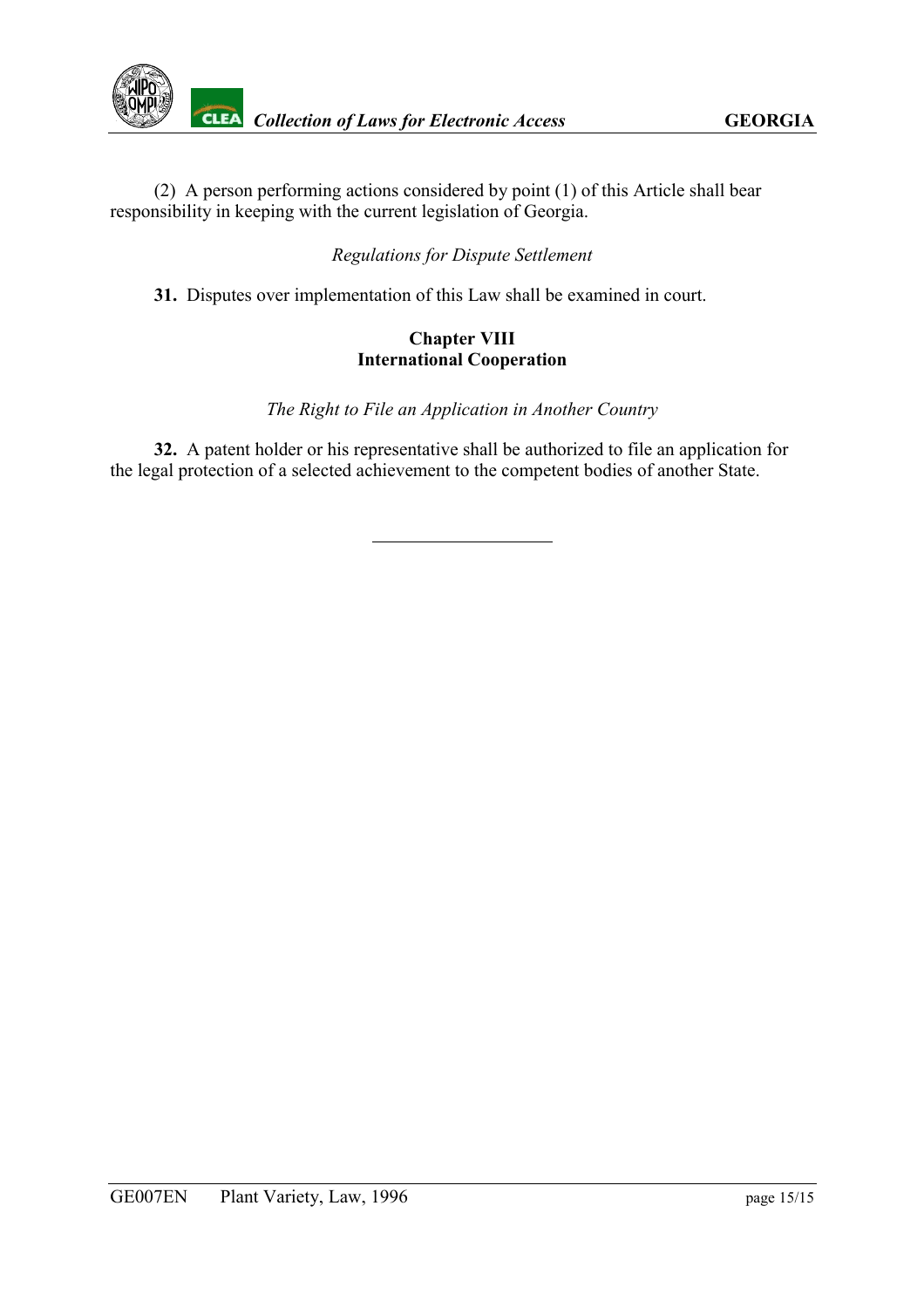(2) A person performing actions considered by point (1) of this Article shall bear responsibility in keeping with the current legislation of Georgia.

*Regulations for Dispute Settlement*

**31.** Disputes over implementation of this Law shall be examined in court.

## Chapter VIII
## International Cooperation

*The Right to File an Application in Another Country*

**32.** A patent holder or his representative shall be authorized to file an application for the legal protection of a selected achievement to the competent bodies of another State.

---